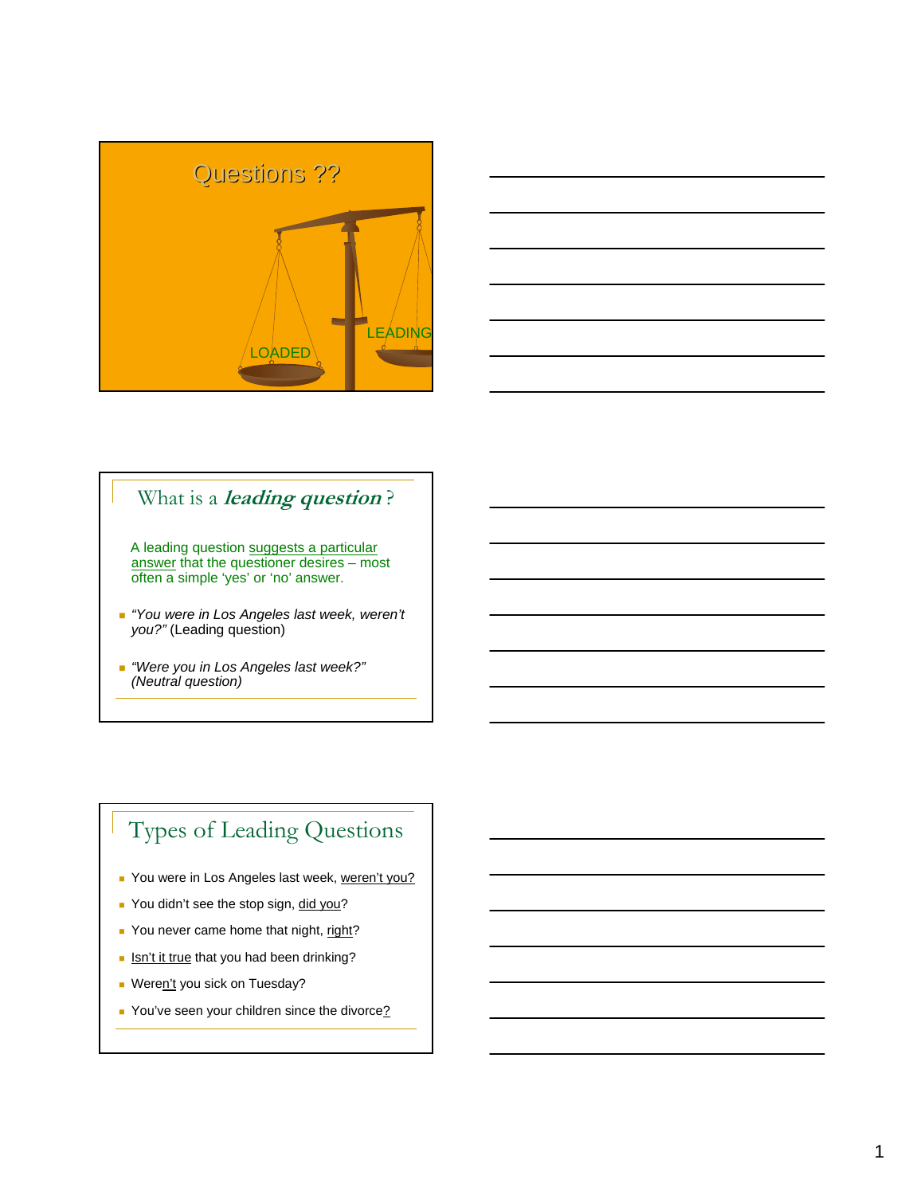# Questions ??

LOADED

LEADING

## What is a *leading question*?

A leading question suggests a particular answer that the questioner desires – most often a simple 'yes' or 'no' answer.

- *"You were in Los Angeles last week, weren't you?"* (Leading question)
- *"Were you in Los Angeles last week?" (Neutral question)*

## Types of Leading Questions

- You were in Los Angeles last week, weren't you?
- You didn't see the stop sign, did you?
- You never came home that night, right?
- Isn't it true that you had been drinking?
- Weren't you sick on Tuesday?
- You've seen your children since the divorce?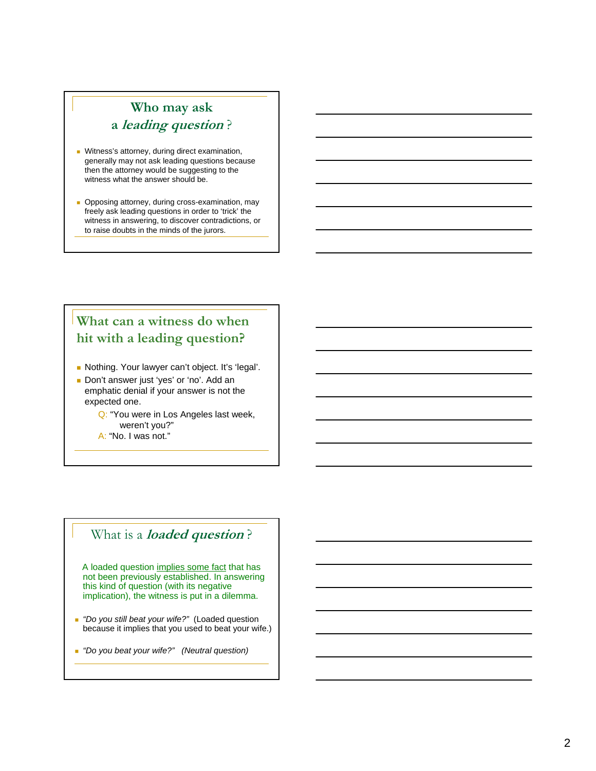## Who may ask a *leading question*?

- Witness's attorney, during direct examination, generally may not ask leading questions because then the attorney would be suggesting to the witness what the answer should be.
- Opposing attorney, during cross-examination, may freely ask leading questions in order to 'trick' the witness in answering, to discover contradictions, or to raise doubts in the minds of the jurors.

## What can a witness do when hit with a leading question?

- Nothing. Your lawyer can't object. It's 'legal'.
- Don't answer just 'yes' or 'no'. Add an emphatic denial if your answer is not the expected one.

  Q: "You were in Los Angeles last week, weren't you?"

  A: "No. I was not."

## What is a *loaded question*?

A loaded question implies some fact that has not been previously established. In answering this kind of question (with its negative implication), the witness is put in a dilemma.

- *"Do you still beat your wife?"* (Loaded question because it implies that you used to beat your wife.)
- *"Do you beat your wife?" (Neutral question)*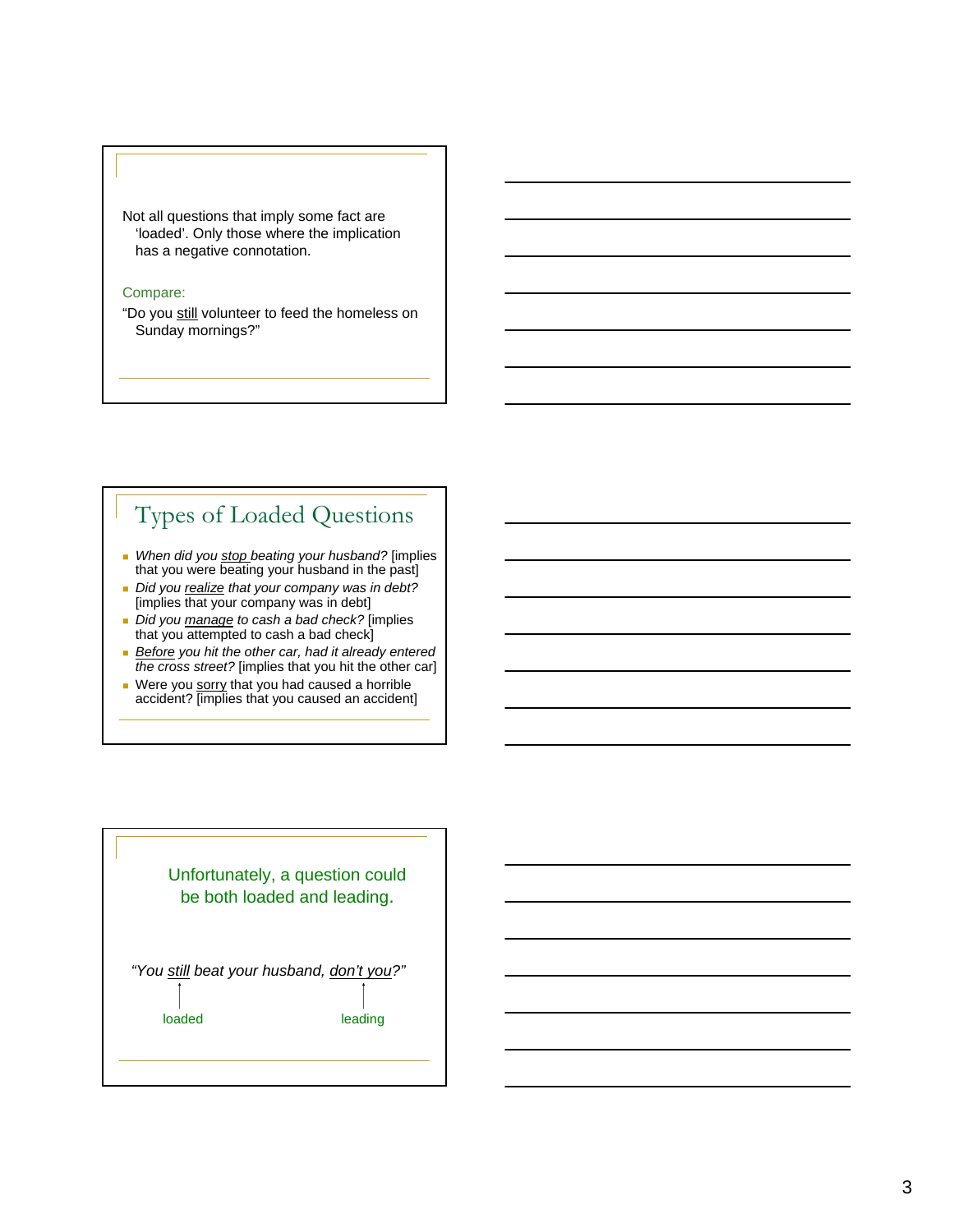Not all questions that imply some fact are 'loaded'. Only those where the implication has a negative connotation.

Compare:

"Do you still volunteer to feed the homeless on Sunday mornings?"

## Types of Loaded Questions

- *When did you stop beating your husband?* [implies that you were beating your husband in the past]
- *Did you realize that your company was in debt?* [implies that your company was in debt]
- *Did you manage to cash a bad check?* [implies that you attempted to cash a bad check]
- *Before you hit the other car, had it already entered the cross street?* [implies that you hit the other car]
- Were you sorry that you had caused a horrible accident? [implies that you caused an accident]

Unfortunately, a question could be both loaded and leading.

*"You still beat your husband, don't you?"*

still → loaded

don't you → leading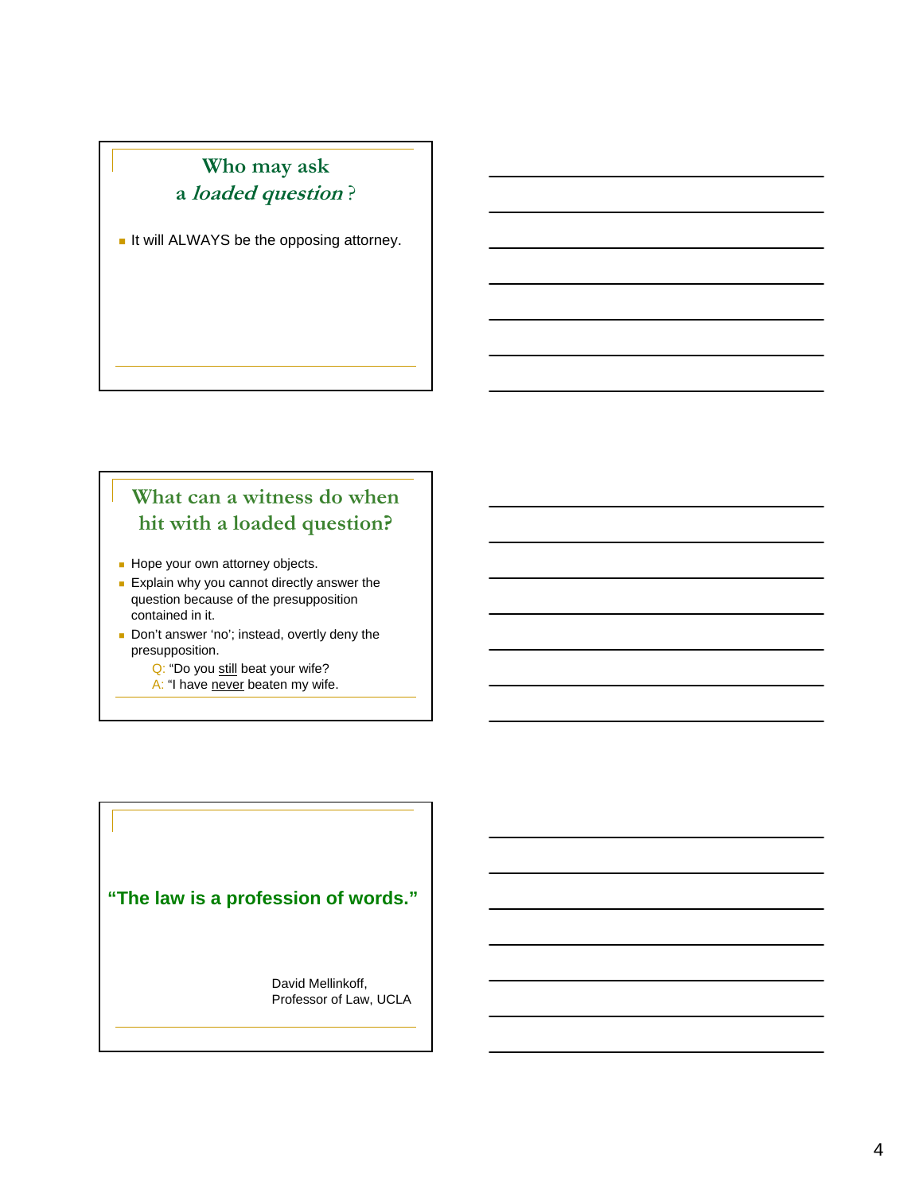## Who may ask a *loaded question*?

- It will ALWAYS be the opposing attorney.

## What can a witness do when hit with a loaded question?

- Hope your own attorney objects.
- Explain why you cannot directly answer the question because of the presupposition contained in it.
- Don't answer 'no'; instead, overtly deny the presupposition.

  Q: "Do you <u>still</u> beat your wife?

  A: "I have <u>never</u> beaten my wife.

**"The law is a profession of words."**

David Mellinkoff,
Professor of Law, UCLA